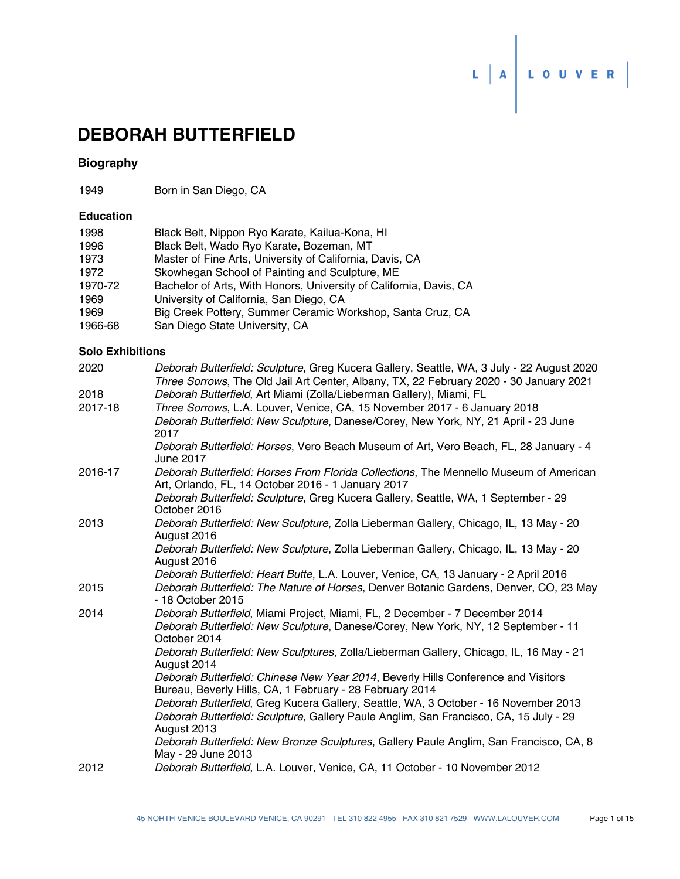# DEBORAH BUTTERFIELD

## Biography

| | |
|---|---|
| 1949 | Born in San Diego, CA |

## Education

| | |
|---|---|
| 1998 | Black Belt, Nippon Ryo Karate, Kailua-Kona, HI |
| 1996 | Black Belt, Wado Ryo Karate, Bozeman, MT |
| 1973 | Master of Fine Arts, University of California, Davis, CA |
| 1972 | Skowhegan School of Painting and Sculpture, ME |
| 1970-72 | Bachelor of Arts, With Honors, University of California, Davis, CA |
| 1969 | University of California, San Diego, CA |
| 1969 | Big Creek Pottery, Summer Ceramic Workshop, Santa Cruz, CA |
| 1966-68 | San Diego State University, CA |

## Solo Exhibitions

| | |
|---|---|
| 2020 | *Deborah Butterfield: Sculpture*, Greg Kucera Gallery, Seattle, WA, 3 July - 22 August 2020 |
| | *Three Sorrows*, The Old Jail Art Center, Albany, TX, 22 February 2020 - 30 January 2021 |
| 2018 | *Deborah Butterfield*, Art Miami (Zolla/Lieberman Gallery), Miami, FL |
| 2017-18 | *Three Sorrows*, L.A. Louver, Venice, CA, 15 November 2017 - 6 January 2018 |
| | *Deborah Butterfield: New Sculpture*, Danese/Corey, New York, NY, 21 April - 23 June 2017 |
| | *Deborah Butterfield: Horses*, Vero Beach Museum of Art, Vero Beach, FL, 28 January - 4 June 2017 |
| 2016-17 | *Deborah Butterfield: Horses From Florida Collections*, The Mennello Museum of American Art, Orlando, FL, 14 October 2016 - 1 January 2017 |
| | *Deborah Butterfield: Sculpture*, Greg Kucera Gallery, Seattle, WA, 1 September - 29 October 2016 |
| 2013 | *Deborah Butterfield: New Sculpture*, Zolla Lieberman Gallery, Chicago, IL, 13 May - 20 August 2016 |
| | *Deborah Butterfield: New Sculpture*, Zolla Lieberman Gallery, Chicago, IL, 13 May - 20 August 2016 |
| | *Deborah Butterfield: Heart Butte*, L.A. Louver, Venice, CA, 13 January - 2 April 2016 |
| 2015 | *Deborah Butterfield: The Nature of Horses*, Denver Botanic Gardens, Denver, CO, 23 May - 18 October 2015 |
| 2014 | *Deborah Butterfield*, Miami Project, Miami, FL, 2 December - 7 December 2014 |
| | *Deborah Butterfield: New Sculpture*, Danese/Corey, New York, NY, 12 September - 11 October 2014 |
| | *Deborah Butterfield: New Sculptures*, Zolla/Lieberman Gallery, Chicago, IL, 16 May - 21 August 2014 |
| | *Deborah Butterfield: Chinese New Year 2014*, Beverly Hills Conference and Visitors Bureau, Beverly Hills, CA, 1 February - 28 February 2014 |
| | *Deborah Butterfield*, Greg Kucera Gallery, Seattle, WA, 3 October - 16 November 2013 |
| | *Deborah Butterfield: Sculpture*, Gallery Paule Anglim, San Francisco, CA, 15 July - 29 August 2013 |
| | *Deborah Butterfield: New Bronze Sculptures*, Gallery Paule Anglim, San Francisco, CA, 8 May - 29 June 2013 |
| 2012 | *Deborah Butterfield*, L.A. Louver, Venice, CA, 11 October - 10 November 2012 |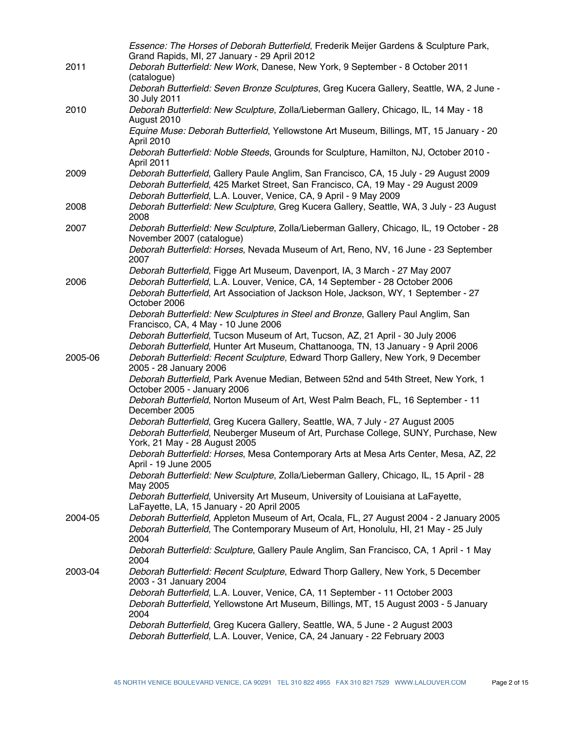| | |
|---|---|
| | *Essence: The Horses of Deborah Butterfield*, Frederik Meijer Gardens & Sculpture Park, Grand Rapids, MI, 27 January - 29 April 2012 |
| 2011 | *Deborah Butterfield: New Work*, Danese, New York, 9 September - 8 October 2011 (catalogue) |
| | *Deborah Butterfield: Seven Bronze Sculptures*, Greg Kucera Gallery, Seattle, WA, 2 June - 30 July 2011 |
| 2010 | *Deborah Butterfield: New Sculpture*, Zolla/Lieberman Gallery, Chicago, IL, 14 May - 18 August 2010 |
| | *Equine Muse: Deborah Butterfield*, Yellowstone Art Museum, Billings, MT, 15 January - 20 April 2010 |
| | *Deborah Butterfield: Noble Steeds*, Grounds for Sculpture, Hamilton, NJ, October 2010 - April 2011 |
| 2009 | *Deborah Butterfield*, Gallery Paule Anglim, San Francisco, CA, 15 July - 29 August 2009 |
| | *Deborah Butterfield*, 425 Market Street, San Francisco, CA, 19 May - 29 August 2009 |
| | *Deborah Butterfield*, L.A. Louver, Venice, CA, 9 April - 9 May 2009 |
| 2008 | *Deborah Butterfield: New Sculpture*, Greg Kucera Gallery, Seattle, WA, 3 July - 23 August 2008 |
| 2007 | *Deborah Butterfield: New Sculpture*, Zolla/Lieberman Gallery, Chicago, IL, 19 October - 28 November 2007 (catalogue) |
| | *Deborah Butterfield: Horses*, Nevada Museum of Art, Reno, NV, 16 June - 23 September 2007 |
| | *Deborah Butterfield*, Figge Art Museum, Davenport, IA, 3 March - 27 May 2007 |
| 2006 | *Deborah Butterfield*, L.A. Louver, Venice, CA, 14 September - 28 October 2006 |
| | *Deborah Butterfield*, Art Association of Jackson Hole, Jackson, WY, 1 September - 27 October 2006 |
| | *Deborah Butterfield: New Sculptures in Steel and Bronze*, Gallery Paul Anglim, San Francisco, CA, 4 May - 10 June 2006 |
| | *Deborah Butterfield*, Tucson Museum of Art, Tucson, AZ, 21 April - 30 July 2006 |
| | *Deborah Butterfield*, Hunter Art Museum, Chattanooga, TN, 13 January - 9 April 2006 |
| 2005-06 | *Deborah Butterfield: Recent Sculpture*, Edward Thorp Gallery, New York, 9 December 2005 - 28 January 2006 |
| | *Deborah Butterfield*, Park Avenue Median, Between 52nd and 54th Street, New York, 1 October 2005 - January 2006 |
| | *Deborah Butterfield*, Norton Museum of Art, West Palm Beach, FL, 16 September - 11 December 2005 |
| | *Deborah Butterfield*, Greg Kucera Gallery, Seattle, WA, 7 July - 27 August 2005 |
| | *Deborah Butterfield*, Neuberger Museum of Art, Purchase College, SUNY, Purchase, New York, 21 May - 28 August 2005 |
| | *Deborah Butterfield: Horses*, Mesa Contemporary Arts at Mesa Arts Center, Mesa, AZ, 22 April - 19 June 2005 |
| | *Deborah Butterfield: New Sculpture*, Zolla/Lieberman Gallery, Chicago, IL, 15 April - 28 May 2005 |
| | *Deborah Butterfield*, University Art Museum, University of Louisiana at LaFayette, LaFayette, LA, 15 January - 20 April 2005 |
| 2004-05 | *Deborah Butterfield*, Appleton Museum of Art, Ocala, FL, 27 August 2004 - 2 January 2005 |
| | *Deborah Butterfield*, The Contemporary Museum of Art, Honolulu, HI, 21 May - 25 July 2004 |
| | *Deborah Butterfield: Sculpture*, Gallery Paule Anglim, San Francisco, CA, 1 April - 1 May 2004 |
| 2003-04 | *Deborah Butterfield: Recent Sculpture*, Edward Thorp Gallery, New York, 5 December 2003 - 31 January 2004 |
| | *Deborah Butterfield*, L.A. Louver, Venice, CA, 11 September - 11 October 2003 |
| | *Deborah Butterfield*, Yellowstone Art Museum, Billings, MT, 15 August 2003 - 5 January 2004 |
| | *Deborah Butterfield*, Greg Kucera Gallery, Seattle, WA, 5 June - 2 August 2003 |
| | *Deborah Butterfield*, L.A. Louver, Venice, CA, 24 January - 22 February 2003 |

45 NORTH VENICE BOULEVARD VENICE, CA 90291 TEL 310 822 4955 FAX 310 821 7529 WWW.LALOUVER.COM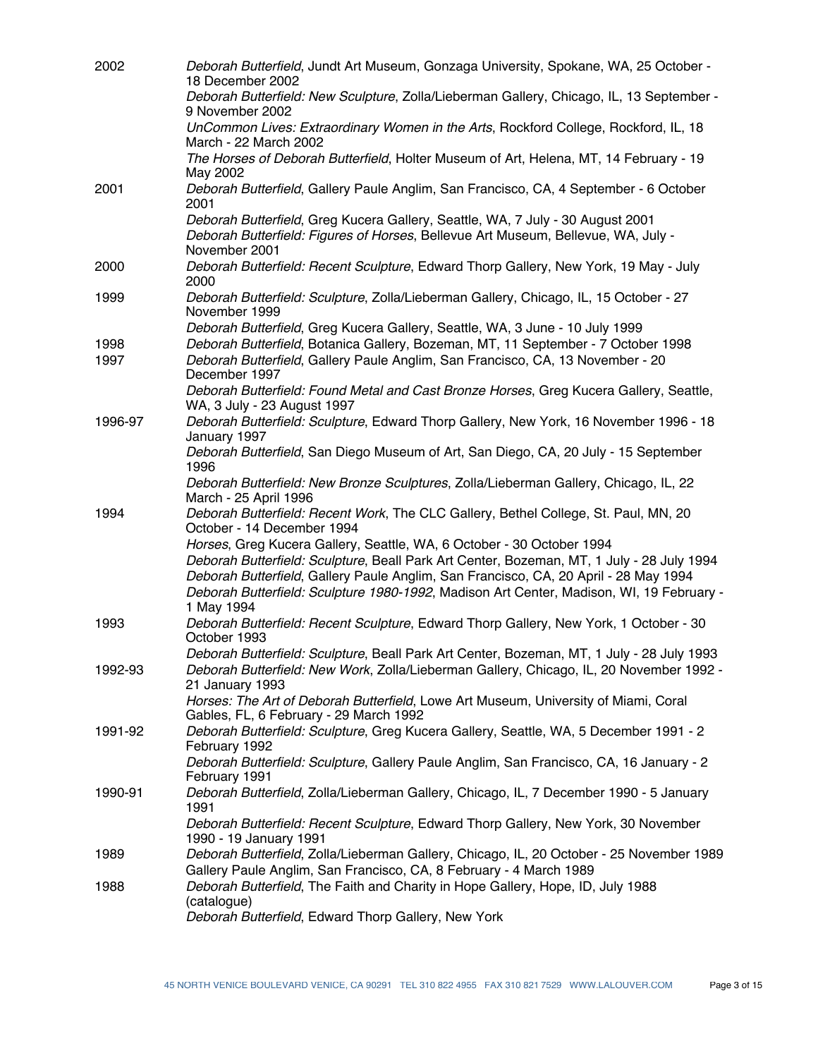2002 *Deborah Butterfield*, Jundt Art Museum, Gonzaga University, Spokane, WA, 25 October - 18 December 2002

*Deborah Butterfield: New Sculpture*, Zolla/Lieberman Gallery, Chicago, IL, 13 September - 9 November 2002

*UnCommon Lives: Extraordinary Women in the Arts*, Rockford College, Rockford, IL, 18 March - 22 March 2002

*The Horses of Deborah Butterfield*, Holter Museum of Art, Helena, MT, 14 February - 19 May 2002

2001 *Deborah Butterfield*, Gallery Paule Anglim, San Francisco, CA, 4 September - 6 October 2001

*Deborah Butterfield*, Greg Kucera Gallery, Seattle, WA, 7 July - 30 August 2001

*Deborah Butterfield: Figures of Horses*, Bellevue Art Museum, Bellevue, WA, July - November 2001

2000 *Deborah Butterfield: Recent Sculpture*, Edward Thorp Gallery, New York, 19 May - July 2000

1999 *Deborah Butterfield: Sculpture*, Zolla/Lieberman Gallery, Chicago, IL, 15 October - 27 November 1999

*Deborah Butterfield*, Greg Kucera Gallery, Seattle, WA, 3 June - 10 July 1999

1998 *Deborah Butterfield*, Botanica Gallery, Bozeman, MT, 11 September - 7 October 1998

1997 *Deborah Butterfield*, Gallery Paule Anglim, San Francisco, CA, 13 November - 20 December 1997

*Deborah Butterfield: Found Metal and Cast Bronze Horses*, Greg Kucera Gallery, Seattle, WA, 3 July - 23 August 1997

1996-97 *Deborah Butterfield: Sculpture*, Edward Thorp Gallery, New York, 16 November 1996 - 18 January 1997

*Deborah Butterfield*, San Diego Museum of Art, San Diego, CA, 20 July - 15 September 1996

*Deborah Butterfield: New Bronze Sculptures*, Zolla/Lieberman Gallery, Chicago, IL, 22 March - 25 April 1996

1994 *Deborah Butterfield: Recent Work*, The CLC Gallery, Bethel College, St. Paul, MN, 20 October - 14 December 1994

*Horses*, Greg Kucera Gallery, Seattle, WA, 6 October - 30 October 1994

*Deborah Butterfield: Sculpture*, Beall Park Art Center, Bozeman, MT, 1 July - 28 July 1994

*Deborah Butterfield*, Gallery Paule Anglim, San Francisco, CA, 20 April - 28 May 1994

*Deborah Butterfield: Sculpture 1980-1992*, Madison Art Center, Madison, WI, 19 February - 1 May 1994

1993 *Deborah Butterfield: Recent Sculpture*, Edward Thorp Gallery, New York, 1 October - 30 October 1993

*Deborah Butterfield: Sculpture*, Beall Park Art Center, Bozeman, MT, 1 July - 28 July 1993

1992-93 *Deborah Butterfield: New Work*, Zolla/Lieberman Gallery, Chicago, IL, 20 November 1992 - 21 January 1993

*Horses: The Art of Deborah Butterfield*, Lowe Art Museum, University of Miami, Coral Gables, FL, 6 February - 29 March 1992

1991-92 *Deborah Butterfield: Sculpture*, Greg Kucera Gallery, Seattle, WA, 5 December 1991 - 2 February 1992

*Deborah Butterfield: Sculpture*, Gallery Paule Anglim, San Francisco, CA, 16 January - 2 February 1991

1990-91 *Deborah Butterfield*, Zolla/Lieberman Gallery, Chicago, IL, 7 December 1990 - 5 January 1991

*Deborah Butterfield: Recent Sculpture*, Edward Thorp Gallery, New York, 30 November 1990 - 19 January 1991

1989 *Deborah Butterfield*, Zolla/Lieberman Gallery, Chicago, IL, 20 October - 25 November 1989

Gallery Paule Anglim, San Francisco, CA, 8 February - 4 March 1989

1988 *Deborah Butterfield*, The Faith and Charity in Hope Gallery, Hope, ID, July 1988 (catalogue)

*Deborah Butterfield*, Edward Thorp Gallery, New York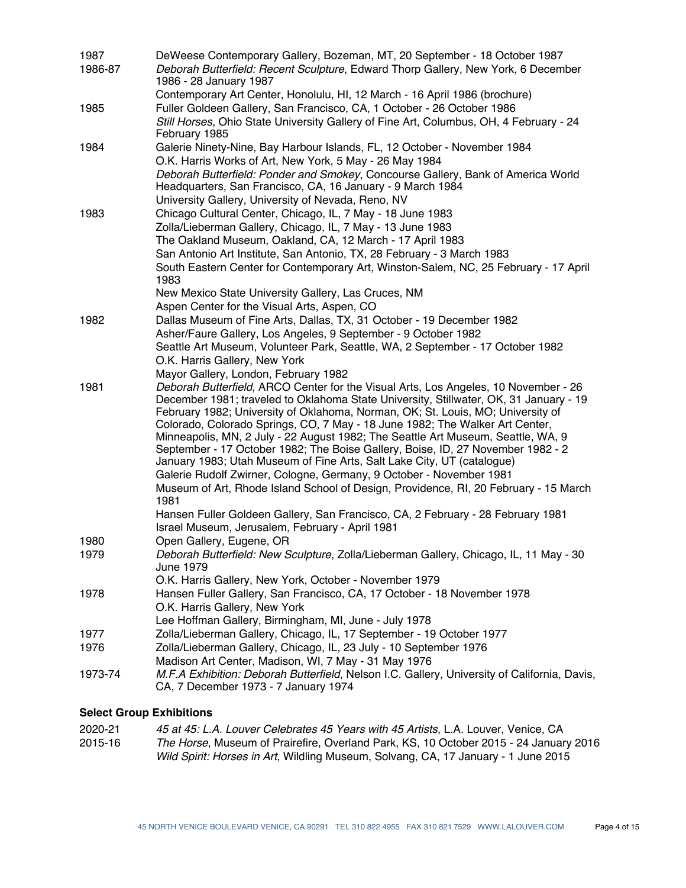| | |
|---|---|
| 1987 | DeWeese Contemporary Gallery, Bozeman, MT, 20 September - 18 October 1987 |
| 1986-87 | *Deborah Butterfield: Recent Sculpture*, Edward Thorp Gallery, New York, 6 December 1986 - 28 January 1987 |
| | Contemporary Art Center, Honolulu, HI, 12 March - 16 April 1986 (brochure) |
| 1985 | Fuller Goldeen Gallery, San Francisco, CA, 1 October - 26 October 1986 |
| | *Still Horses*, Ohio State University Gallery of Fine Art, Columbus, OH, 4 February - 24 February 1985 |
| 1984 | Galerie Ninety-Nine, Bay Harbour Islands, FL, 12 October - November 1984 |
| | O.K. Harris Works of Art, New York, 5 May - 26 May 1984 |
| | *Deborah Butterfield: Ponder and Smokey*, Concourse Gallery, Bank of America World Headquarters, San Francisco, CA, 16 January - 9 March 1984 |
| | University Gallery, University of Nevada, Reno, NV |
| 1983 | Chicago Cultural Center, Chicago, IL, 7 May - 18 June 1983 |
| | Zolla/Lieberman Gallery, Chicago, IL, 7 May - 13 June 1983 |
| | The Oakland Museum, Oakland, CA, 12 March - 17 April 1983 |
| | San Antonio Art Institute, San Antonio, TX, 28 February - 3 March 1983 |
| | South Eastern Center for Contemporary Art, Winston-Salem, NC, 25 February - 17 April 1983 |
| | New Mexico State University Gallery, Las Cruces, NM |
| | Aspen Center for the Visual Arts, Aspen, CO |
| 1982 | Dallas Museum of Fine Arts, Dallas, TX, 31 October - 19 December 1982 |
| | Asher/Faure Gallery, Los Angeles, 9 September - 9 October 1982 |
| | Seattle Art Museum, Volunteer Park, Seattle, WA, 2 September - 17 October 1982 |
| | O.K. Harris Gallery, New York |
| | Mayor Gallery, London, February 1982 |
| 1981 | *Deborah Butterfield*, ARCO Center for the Visual Arts, Los Angeles, 10 November - 26 December 1981; traveled to Oklahoma State University, Stillwater, OK, 31 January - 19 February 1982; University of Oklahoma, Norman, OK; St. Louis, MO; University of Colorado, Colorado Springs, CO, 7 May - 18 June 1982; The Walker Art Center, Minneapolis, MN, 2 July - 22 August 1982; The Seattle Art Museum, Seattle, WA, 9 September - 17 October 1982; The Boise Gallery, Boise, ID, 27 November 1982 - 2 January 1983; Utah Museum of Fine Arts, Salt Lake City, UT (catalogue) |
| | Galerie Rudolf Zwirner, Cologne, Germany, 9 October - November 1981 |
| | Museum of Art, Rhode Island School of Design, Providence, RI, 20 February - 15 March 1981 |
| | Hansen Fuller Goldeen Gallery, San Francisco, CA, 2 February - 28 February 1981 |
| | Israel Museum, Jerusalem, February - April 1981 |
| 1980 | Open Gallery, Eugene, OR |
| 1979 | *Deborah Butterfield: New Sculpture*, Zolla/Lieberman Gallery, Chicago, IL, 11 May - 30 June 1979 |
| | O.K. Harris Gallery, New York, October - November 1979 |
| 1978 | Hansen Fuller Gallery, San Francisco, CA, 17 October - 18 November 1978 |
| | O.K. Harris Gallery, New York |
| | Lee Hoffman Gallery, Birmingham, MI, June - July 1978 |
| 1977 | Zolla/Lieberman Gallery, Chicago, IL, 17 September - 19 October 1977 |
| 1976 | Zolla/Lieberman Gallery, Chicago, IL, 23 July - 10 September 1976 |
| | Madison Art Center, Madison, WI, 7 May - 31 May 1976 |
| 1973-74 | *M.F.A Exhibition: Deborah Butterfield*, Nelson I.C. Gallery, University of California, Davis, CA, 7 December 1973 - 7 January 1974 |

### Select Group Exhibitions

| | |
|---|---|
| 2020-21 | *45 at 45: L.A. Louver Celebrates 45 Years with 45 Artists*, L.A. Louver, Venice, CA |
| 2015-16 | *The Horse*, Museum of Prairefire, Overland Park, KS, 10 October 2015 - 24 January 2016 |
| | *Wild Spirit: Horses in Art*, Wildling Museum, Solvang, CA, 17 January - 1 June 2015 |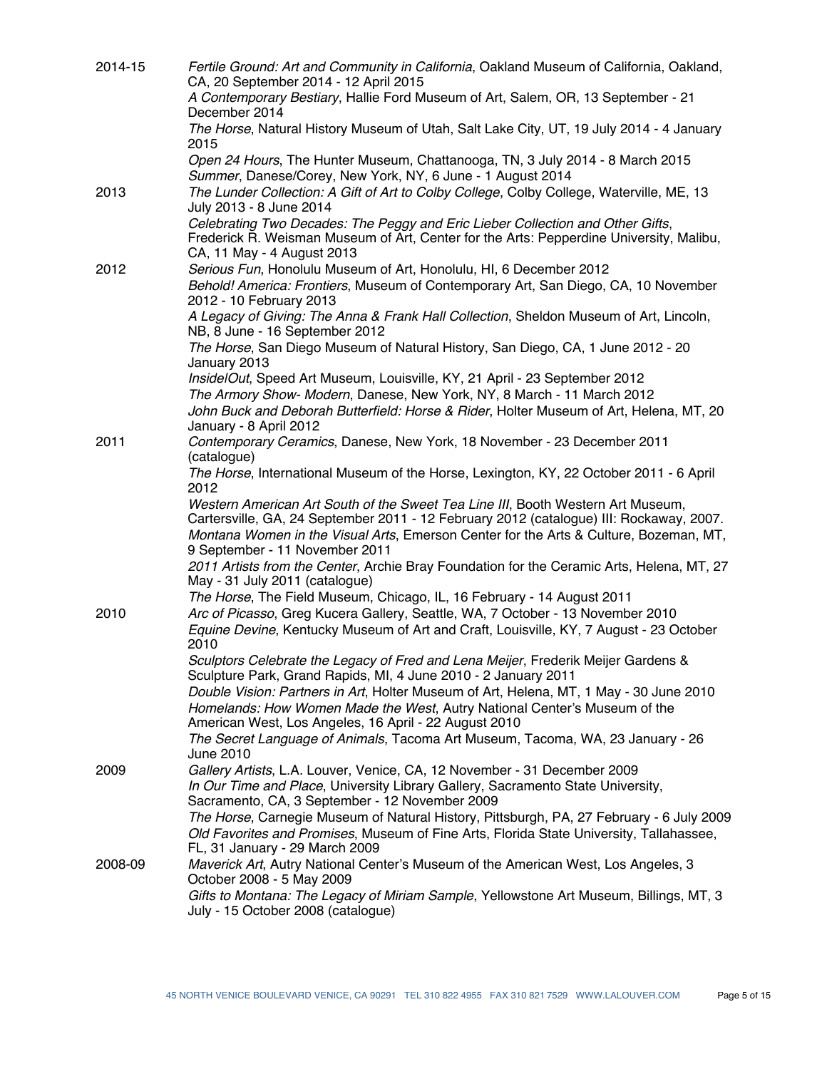2014-15 *Fertile Ground: Art and Community in California*, Oakland Museum of California, Oakland, CA, 20 September 2014 - 12 April 2015
*A Contemporary Bestiary*, Hallie Ford Museum of Art, Salem, OR, 13 September - 21 December 2014
*The Horse*, Natural History Museum of Utah, Salt Lake City, UT, 19 July 2014 - 4 January 2015
*Open 24 Hours*, The Hunter Museum, Chattanooga, TN, 3 July 2014 - 8 March 2015
*Summer*, Danese/Corey, New York, NY, 6 June - 1 August 2014

2013 *The Lunder Collection: A Gift of Art to Colby College*, Colby College, Waterville, ME, 13 July 2013 - 8 June 2014
*Celebrating Two Decades: The Peggy and Eric Lieber Collection and Other Gifts*, Frederick R. Weisman Museum of Art, Center for the Arts: Pepperdine University, Malibu, CA, 11 May - 4 August 2013

2012 *Serious Fun*, Honolulu Museum of Art, Honolulu, HI, 6 December 2012
*Behold! America: Frontiers*, Museum of Contemporary Art, San Diego, CA, 10 November 2012 - 10 February 2013
*A Legacy of Giving: The Anna & Frank Hall Collection*, Sheldon Museum of Art, Lincoln, NB, 8 June - 16 September 2012
*The Horse*, San Diego Museum of Natural History, San Diego, CA, 1 June 2012 - 20 January 2013
*InsideIOut*, Speed Art Museum, Louisville, KY, 21 April - 23 September 2012
*The Armory Show- Modern*, Danese, New York, NY, 8 March - 11 March 2012
*John Buck and Deborah Butterfield: Horse & Rider*, Holter Museum of Art, Helena, MT, 20 January - 8 April 2012

2011 *Contemporary Ceramics*, Danese, New York, 18 November - 23 December 2011 (catalogue)
*The Horse*, International Museum of the Horse, Lexington, KY, 22 October 2011 - 6 April 2012
*Western American Art South of the Sweet Tea Line III*, Booth Western Art Museum, Cartersville, GA, 24 September 2011 - 12 February 2012 (catalogue) III: Rockaway, 2007.
*Montana Women in the Visual Arts*, Emerson Center for the Arts & Culture, Bozeman, MT, 9 September - 11 November 2011
*2011 Artists from the Center*, Archie Bray Foundation for the Ceramic Arts, Helena, MT, 27 May - 31 July 2011 (catalogue)
*The Horse*, The Field Museum, Chicago, IL, 16 February - 14 August 2011

2010 *Arc of Picasso*, Greg Kucera Gallery, Seattle, WA, 7 October - 13 November 2010
*Equine Devine*, Kentucky Museum of Art and Craft, Louisville, KY, 7 August - 23 October 2010
*Sculptors Celebrate the Legacy of Fred and Lena Meijer*, Frederik Meijer Gardens & Sculpture Park, Grand Rapids, MI, 4 June 2010 - 2 January 2011
*Double Vision: Partners in Art*, Holter Museum of Art, Helena, MT, 1 May - 30 June 2010
*Homelands: How Women Made the West*, Autry National Center's Museum of the American West, Los Angeles, 16 April - 22 August 2010
*The Secret Language of Animals*, Tacoma Art Museum, Tacoma, WA, 23 January - 26 June 2010

2009 *Gallery Artists*, L.A. Louver, Venice, CA, 12 November - 31 December 2009
*In Our Time and Place*, University Library Gallery, Sacramento State University, Sacramento, CA, 3 September - 12 November 2009
*The Horse*, Carnegie Museum of Natural History, Pittsburgh, PA, 27 February - 6 July 2009
*Old Favorites and Promises*, Museum of Fine Arts, Florida State University, Tallahassee, FL, 31 January - 29 March 2009

2008-09 *Maverick Art*, Autry National Center's Museum of the American West, Los Angeles, 3 October 2008 - 5 May 2009
*Gifts to Montana: The Legacy of Miriam Sample*, Yellowstone Art Museum, Billings, MT, 3 July - 15 October 2008 (catalogue)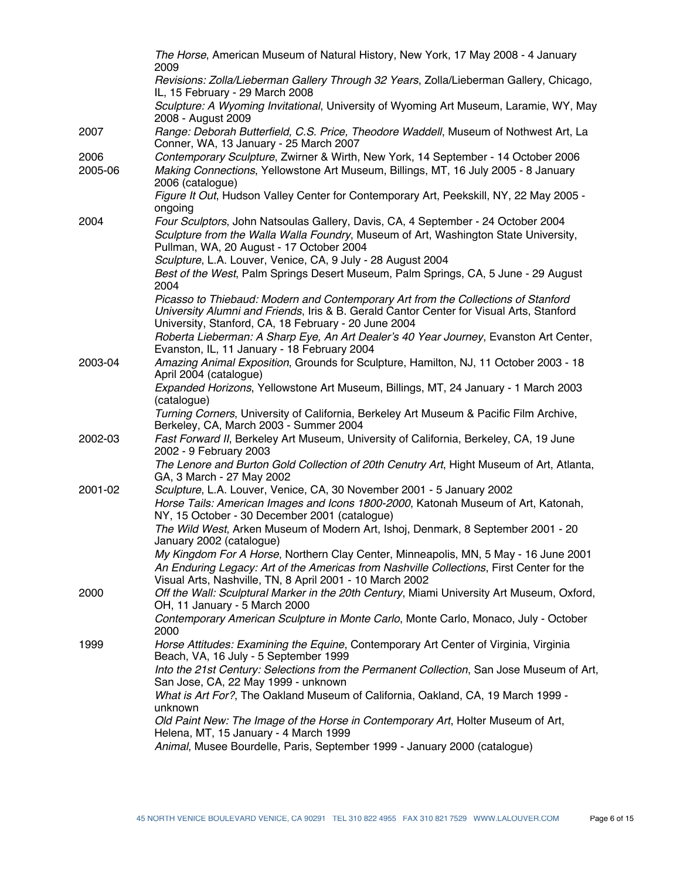| | |
|---|---|
| | *The Horse*, American Museum of Natural History, New York, 17 May 2008 - 4 January 2009 |
| | *Revisions: Zolla/Lieberman Gallery Through 32 Years*, Zolla/Lieberman Gallery, Chicago, IL, 15 February - 29 March 2008 |
| | *Sculpture: A Wyoming Invitational*, University of Wyoming Art Museum, Laramie, WY, May 2008 - August 2009 |
| 2007 | *Range: Deborah Butterfield, C.S. Price, Theodore Waddell*, Museum of Nothwest Art, La Conner, WA, 13 January - 25 March 2007 |
| 2006 | *Contemporary Sculpture*, Zwirner & Wirth, New York, 14 September - 14 October 2006 |
| 2005-06 | *Making Connections*, Yellowstone Art Museum, Billings, MT, 16 July 2005 - 8 January 2006 (catalogue) |
| | *Figure It Out*, Hudson Valley Center for Contemporary Art, Peekskill, NY, 22 May 2005 - ongoing |
| 2004 | *Four Sculptors*, John Natsoulas Gallery, Davis, CA, 4 September - 24 October 2004 |
| | *Sculpture from the Walla Walla Foundry*, Museum of Art, Washington State University, Pullman, WA, 20 August - 17 October 2004 |
| | *Sculpture*, L.A. Louver, Venice, CA, 9 July - 28 August 2004 |
| | *Best of the West*, Palm Springs Desert Museum, Palm Springs, CA, 5 June - 29 August 2004 |
| | *Picasso to Thiebaud: Modern and Contemporary Art from the Collections of Stanford University Alumni and Friends*, Iris & B. Gerald Cantor Center for Visual Arts, Stanford University, Stanford, CA, 18 February - 20 June 2004 |
| | *Roberta Lieberman: A Sharp Eye, An Art Dealer's 40 Year Journey*, Evanston Art Center, Evanston, IL, 11 January - 18 February 2004 |
| 2003-04 | *Amazing Animal Exposition*, Grounds for Sculpture, Hamilton, NJ, 11 October 2003 - 18 April 2004 (catalogue) |
| | *Expanded Horizons*, Yellowstone Art Museum, Billings, MT, 24 January - 1 March 2003 (catalogue) |
| | *Turning Corners*, University of California, Berkeley Art Museum & Pacific Film Archive, Berkeley, CA, March 2003 - Summer 2004 |
| 2002-03 | *Fast Forward II*, Berkeley Art Museum, University of California, Berkeley, CA, 19 June 2002 - 9 February 2003 |
| | *The Lenore and Burton Gold Collection of 20th Cenutry Art*, Hight Museum of Art, Atlanta, GA, 3 March - 27 May 2002 |
| 2001-02 | *Sculpture*, L.A. Louver, Venice, CA, 30 November 2001 - 5 January 2002 |
| | *Horse Tails: American Images and Icons 1800-2000*, Katonah Museum of Art, Katonah, NY, 15 October - 30 December 2001 (catalogue) |
| | *The Wild West*, Arken Museum of Modern Art, Ishoj, Denmark, 8 September 2001 - 20 January 2002 (catalogue) |
| | *My Kingdom For A Horse*, Northern Clay Center, Minneapolis, MN, 5 May - 16 June 2001 |
| | *An Enduring Legacy: Art of the Americas from Nashville Collections*, First Center for the Visual Arts, Nashville, TN, 8 April 2001 - 10 March 2002 |
| 2000 | *Off the Wall: Sculptural Marker in the 20th Century*, Miami University Art Museum, Oxford, OH, 11 January - 5 March 2000 |
| | *Contemporary American Sculpture in Monte Carlo*, Monte Carlo, Monaco, July - October 2000 |
| 1999 | *Horse Attitudes: Examining the Equine*, Contemporary Art Center of Virginia, Virginia Beach, VA, 16 July - 5 September 1999 |
| | *Into the 21st Century: Selections from the Permanent Collection*, San Jose Museum of Art, San Jose, CA, 22 May 1999 - unknown |
| | *What is Art For?*, The Oakland Museum of California, Oakland, CA, 19 March 1999 - unknown |
| | *Old Paint New: The Image of the Horse in Contemporary Art*, Holter Museum of Art, Helena, MT, 15 January - 4 March 1999 |
| | *Animal*, Musee Bourdelle, Paris, September 1999 - January 2000 (catalogue) |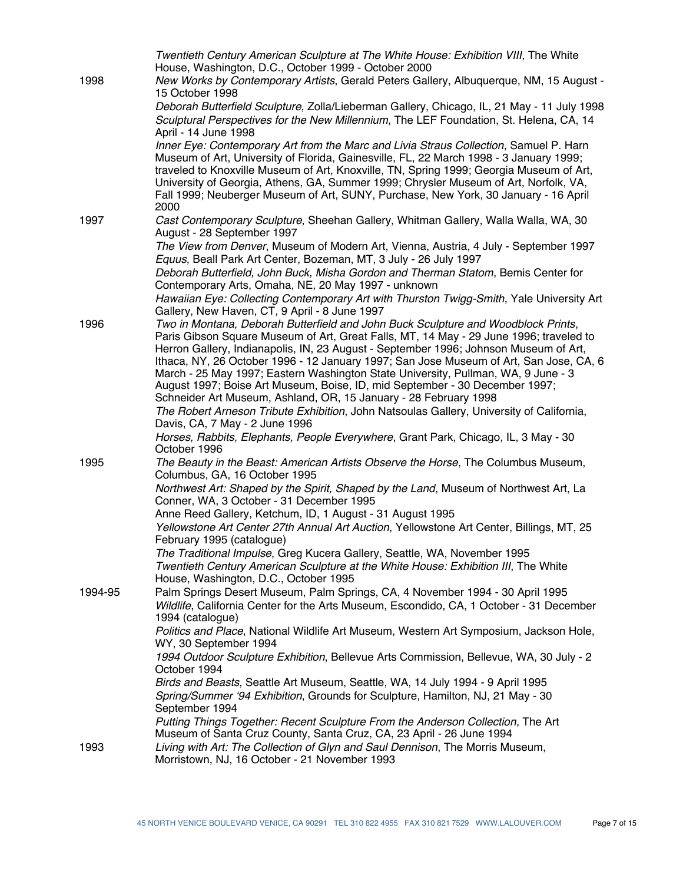*Twentieth Century American Sculpture at The White House: Exhibition VIII*, The White House, Washington, D.C., October 1999 - October 2000

1998
*New Works by Contemporary Artists*, Gerald Peters Gallery, Albuquerque, NM, 15 August - 15 October 1998
*Deborah Butterfield Sculpture*, Zolla/Lieberman Gallery, Chicago, IL, 21 May - 11 July 1998
*Sculptural Perspectives for the New Millennium*, The LEF Foundation, St. Helena, CA, 14 April - 14 June 1998
*Inner Eye: Contemporary Art from the Marc and Livia Straus Collection*, Samuel P. Harn Museum of Art, University of Florida, Gainesville, FL, 22 March 1998 - 3 January 1999; traveled to Knoxville Museum of Art, Knoxville, TN, Spring 1999; Georgia Museum of Art, University of Georgia, Athens, GA, Summer 1999; Chrysler Museum of Art, Norfolk, VA, Fall 1999; Neuberger Museum of Art, SUNY, Purchase, New York, 30 January - 16 April 2000

1997
*Cast Contemporary Sculpture*, Sheehan Gallery, Whitman Gallery, Walla Walla, WA, 30 August - 28 September 1997
*The View from Denver*, Museum of Modern Art, Vienna, Austria, 4 July - September 1997
*Equus*, Beall Park Art Center, Bozeman, MT, 3 July - 26 July 1997
*Deborah Butterfield, John Buck, Misha Gordon and Therman Statom*, Bemis Center for Contemporary Arts, Omaha, NE, 20 May 1997 - unknown
*Hawaiian Eye: Collecting Contemporary Art with Thurston Twigg-Smith*, Yale University Art Gallery, New Haven, CT, 9 April - 8 June 1997

1996
*Two in Montana, Deborah Butterfield and John Buck Sculpture and Woodblock Prints*, Paris Gibson Square Museum of Art, Great Falls, MT, 14 May - 29 June 1996; traveled to Herron Gallery, Indianapolis, IN, 23 August - September 1996; Johnson Museum of Art, Ithaca, NY, 26 October 1996 - 12 January 1997; San Jose Museum of Art, San Jose, CA, 6 March - 25 May 1997; Eastern Washington State University, Pullman, WA, 9 June - 3 August 1997; Boise Art Museum, Boise, ID, mid September - 30 December 1997; Schneider Art Museum, Ashland, OR, 15 January - 28 February 1998
*The Robert Arneson Tribute Exhibition*, John Natsoulas Gallery, University of California, Davis, CA, 7 May - 2 June 1996
*Horses, Rabbits, Elephants, People Everywhere*, Grant Park, Chicago, IL, 3 May - 30 October 1996

1995
*The Beauty in the Beast: American Artists Observe the Horse*, The Columbus Museum, Columbus, GA, 16 October 1995
*Northwest Art: Shaped by the Spirit, Shaped by the Land*, Museum of Northwest Art, La Conner, WA, 3 October - 31 December 1995
Anne Reed Gallery, Ketchum, ID, 1 August - 31 August 1995
*Yellowstone Art Center 27th Annual Art Auction*, Yellowstone Art Center, Billings, MT, 25 February 1995 (catalogue)
*The Traditional Impulse*, Greg Kucera Gallery, Seattle, WA, November 1995
*Twentieth Century American Sculpture at the White House: Exhibition III*, The White House, Washington, D.C., October 1995

1994-95
Palm Springs Desert Museum, Palm Springs, CA, 4 November 1994 - 30 April 1995
*Wildlife*, California Center for the Arts Museum, Escondido, CA, 1 October - 31 December 1994 (catalogue)
*Politics and Place*, National Wildlife Art Museum, Western Art Symposium, Jackson Hole, WY, 30 September 1994
*1994 Outdoor Sculpture Exhibition*, Bellevue Arts Commission, Bellevue, WA, 30 July - 2 October 1994
*Birds and Beasts*, Seattle Art Museum, Seattle, WA, 14 July 1994 - 9 April 1995
*Spring/Summer '94 Exhibition*, Grounds for Sculpture, Hamilton, NJ, 21 May - 30 September 1994
*Putting Things Together: Recent Sculpture From the Anderson Collection*, The Art Museum of Santa Cruz County, Santa Cruz, CA, 23 April - 26 June 1994

1993
*Living with Art: The Collection of Glyn and Saul Dennison*, The Morris Museum, Morristown, NJ, 16 October - 21 November 1993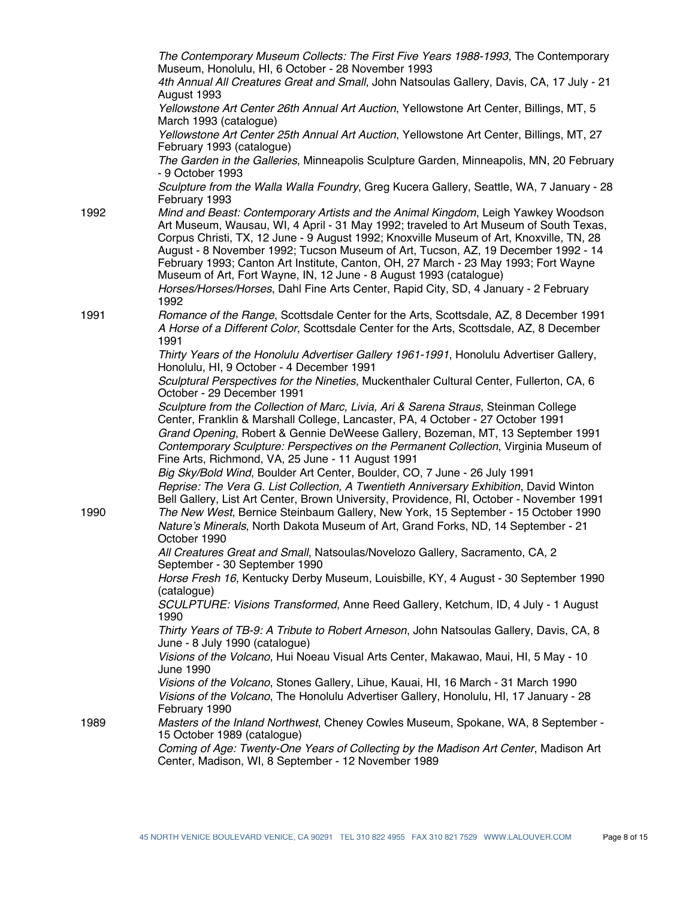*The Contemporary Museum Collects: The First Five Years 1988-1993*, The Contemporary Museum, Honolulu, HI, 6 October - 28 November 1993

*4th Annual All Creatures Great and Small*, John Natsoulas Gallery, Davis, CA, 17 July - 21 August 1993

*Yellowstone Art Center 26th Annual Art Auction*, Yellowstone Art Center, Billings, MT, 5 March 1993 (catalogue)

*Yellowstone Art Center 25th Annual Art Auction*, Yellowstone Art Center, Billings, MT, 27 February 1993 (catalogue)

*The Garden in the Galleries*, Minneapolis Sculpture Garden, Minneapolis, MN, 20 February - 9 October 1993

*Sculpture from the Walla Walla Foundry*, Greg Kucera Gallery, Seattle, WA, 7 January - 28 February 1993

**1992**

*Mind and Beast: Contemporary Artists and the Animal Kingdom*, Leigh Yawkey Woodson Art Museum, Wausau, WI, 4 April - 31 May 1992; traveled to Art Museum of South Texas, Corpus Christi, TX, 12 June - 9 August 1992; Knoxville Museum of Art, Knoxville, TN, 28 August - 8 November 1992; Tucson Museum of Art, Tucson, AZ, 19 December 1992 - 14 February 1993; Canton Art Institute, Canton, OH, 27 March - 23 May 1993; Fort Wayne Museum of Art, Fort Wayne, IN, 12 June - 8 August 1993 (catalogue)

*Horses/Horses/Horses*, Dahl Fine Arts Center, Rapid City, SD, 4 January - 2 February 1992

**1991**

*Romance of the Range*, Scottsdale Center for the Arts, Scottsdale, AZ, 8 December 1991

*A Horse of a Different Color*, Scottsdale Center for the Arts, Scottsdale, AZ, 8 December 1991

*Thirty Years of the Honolulu Advertiser Gallery 1961-1991*, Honolulu Advertiser Gallery, Honolulu, HI, 9 October - 4 December 1991

*Sculptural Perspectives for the Nineties*, Muckenthaler Cultural Center, Fullerton, CA, 6 October - 29 December 1991

*Sculpture from the Collection of Marc, Livia, Ari & Sarena Straus*, Steinman College Center, Franklin & Marshall College, Lancaster, PA, 4 October - 27 October 1991

*Grand Opening*, Robert & Gennie DeWeese Gallery, Bozeman, MT, 13 September 1991

*Contemporary Sculpture: Perspectives on the Permanent Collection*, Virginia Museum of Fine Arts, Richmond, VA, 25 June - 11 August 1991

*Big Sky/Bold Wind*, Boulder Art Center, Boulder, CO, 7 June - 26 July 1991

*Reprise: The Vera G. List Collection, A Twentieth Anniversary Exhibition*, David Winton Bell Gallery, List Art Center, Brown University, Providence, RI, October - November 1991

**1990**

*The New West*, Bernice Steinbaum Gallery, New York, 15 September - 15 October 1990

*Nature's Minerals*, North Dakota Museum of Art, Grand Forks, ND, 14 September - 21 October 1990

*All Creatures Great and Small*, Natsoulas/Novelozo Gallery, Sacramento, CA, 2 September - 30 September 1990

*Horse Fresh 16*, Kentucky Derby Museum, Louisbille, KY, 4 August - 30 September 1990 (catalogue)

*SCULPTURE: Visions Transformed*, Anne Reed Gallery, Ketchum, ID, 4 July - 1 August 1990

*Thirty Years of TB-9: A Tribute to Robert Arneson*, John Natsoulas Gallery, Davis, CA, 8 June - 8 July 1990 (catalogue)

*Visions of the Volcano*, Hui Noeau Visual Arts Center, Makawao, Maui, HI, 5 May - 10 June 1990

*Visions of the Volcano*, Stones Gallery, Lihue, Kauai, HI, 16 March - 31 March 1990

*Visions of the Volcano*, The Honolulu Advertiser Gallery, Honolulu, HI, 17 January - 28 February 1990

**1989**

*Masters of the Inland Northwest*, Cheney Cowles Museum, Spokane, WA, 8 September - 15 October 1989 (catalogue)

*Coming of Age: Twenty-One Years of Collecting by the Madison Art Center*, Madison Art Center, Madison, WI, 8 September - 12 November 1989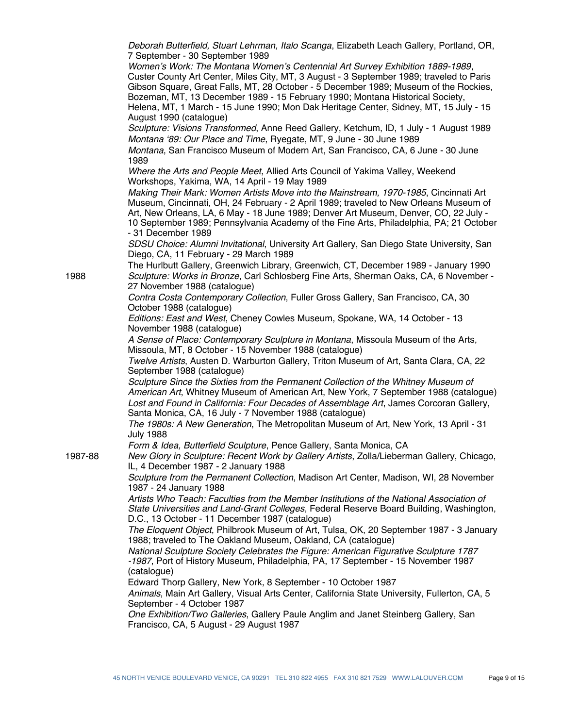*Deborah Butterfield, Stuart Lehrman, Italo Scanga*, Elizabeth Leach Gallery, Portland, OR, 7 September - 30 September 1989

*Women's Work: The Montana Women's Centennial Art Survey Exhibition 1889-1989*, Custer County Art Center, Miles City, MT, 3 August - 3 September 1989; traveled to Paris Gibson Square, Great Falls, MT, 28 October - 5 December 1989; Museum of the Rockies, Bozeman, MT, 13 December 1989 - 15 February 1990; Montana Historical Society, Helena, MT, 1 March - 15 June 1990; Mon Dak Heritage Center, Sidney, MT, 15 July - 15 August 1990 (catalogue)

*Sculpture: Visions Transformed*, Anne Reed Gallery, Ketchum, ID, 1 July - 1 August 1989

*Montana '89: Our Place and Time*, Ryegate, MT, 9 June - 30 June 1989

*Montana*, San Francisco Museum of Modern Art, San Francisco, CA, 6 June - 30 June 1989

*Where the Arts and People Meet*, Allied Arts Council of Yakima Valley, Weekend Workshops, Yakima, WA, 14 April - 19 May 1989

*Making Their Mark: Women Artists Move into the Mainstream, 1970-1985*, Cincinnati Art Museum, Cincinnati, OH, 24 February - 2 April 1989; traveled to New Orleans Museum of Art, New Orleans, LA, 6 May - 18 June 1989; Denver Art Museum, Denver, CO, 22 July - 10 September 1989; Pennsylvania Academy of the Fine Arts, Philadelphia, PA; 21 October - 31 December 1989

*SDSU Choice: Alumni Invitational*, University Art Gallery, San Diego State University, San Diego, CA, 11 February - 29 March 1989

The Hurlbutt Gallery, Greenwich Library, Greenwich, CT, December 1989 - January 1990

**1988**

*Sculpture: Works in Bronze*, Carl Schlosberg Fine Arts, Sherman Oaks, CA, 6 November - 27 November 1988 (catalogue)

*Contra Costa Contemporary Collection*, Fuller Gross Gallery, San Francisco, CA, 30 October 1988 (catalogue)

*Editions: East and West*, Cheney Cowles Museum, Spokane, WA, 14 October - 13 November 1988 (catalogue)

*A Sense of Place: Contemporary Sculpture in Montana*, Missoula Museum of the Arts, Missoula, MT, 8 October - 15 November 1988 (catalogue)

*Twelve Artists*, Austen D. Warburton Gallery, Triton Museum of Art, Santa Clara, CA, 22 September 1988 (catalogue)

*Sculpture Since the Sixties from the Permanent Collection of the Whitney Museum of American Art*, Whitney Museum of American Art, New York, 7 September 1988 (catalogue)

*Lost and Found in California: Four Decades of Assemblage Art*, James Corcoran Gallery, Santa Monica, CA, 16 July - 7 November 1988 (catalogue)

*The 1980s: A New Generation*, The Metropolitan Museum of Art, New York, 13 April - 31 July 1988

*Form & Idea, Butterfield Sculpture*, Pence Gallery, Santa Monica, CA

**1987-88**

*New Glory in Sculpture: Recent Work by Gallery Artists*, Zolla/Lieberman Gallery, Chicago, IL, 4 December 1987 - 2 January 1988

*Sculpture from the Permanent Collection*, Madison Art Center, Madison, WI, 28 November 1987 - 24 January 1988

*Artists Who Teach: Faculties from the Member Institutions of the National Association of State Universities and Land-Grant Colleges*, Federal Reserve Board Building, Washington, D.C., 13 October - 11 December 1987 (catalogue)

*The Eloquent Object*, Philbrook Museum of Art, Tulsa, OK, 20 September 1987 - 3 January 1988; traveled to The Oakland Museum, Oakland, CA (catalogue)

*National Sculpture Society Celebrates the Figure: American Figurative Sculpture 1787 -1987*, Port of History Museum, Philadelphia, PA, 17 September - 15 November 1987 (catalogue)

Edward Thorp Gallery, New York, 8 September - 10 October 1987

*Animals*, Main Art Gallery, Visual Arts Center, California State University, Fullerton, CA, 5 September - 4 October 1987

*One Exhibition/Two Galleries*, Gallery Paule Anglim and Janet Steinberg Gallery, San Francisco, CA, 5 August - 29 August 1987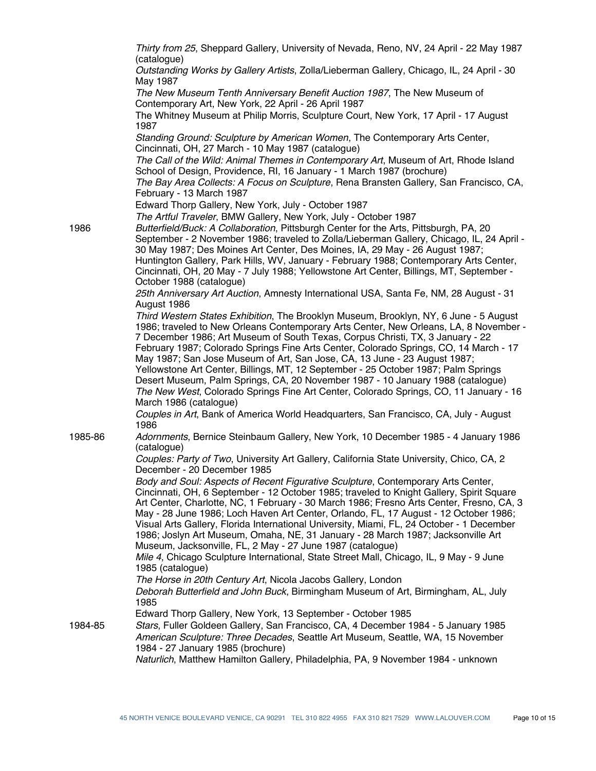*Thirty from 25*, Sheppard Gallery, University of Nevada, Reno, NV, 24 April - 22 May 1987 (catalogue)
*Outstanding Works by Gallery Artists*, Zolla/Lieberman Gallery, Chicago, IL, 24 April - 30 May 1987
*The New Museum Tenth Anniversary Benefit Auction 1987*, The New Museum of Contemporary Art, New York, 22 April - 26 April 1987
The Whitney Museum at Philip Morris, Sculpture Court, New York, 17 April - 17 August 1987
*Standing Ground: Sculpture by American Women*, The Contemporary Arts Center, Cincinnati, OH, 27 March - 10 May 1987 (catalogue)
*The Call of the Wild: Animal Themes in Contemporary Art*, Museum of Art, Rhode Island School of Design, Providence, RI, 16 January - 1 March 1987 (brochure)
*The Bay Area Collects: A Focus on Sculpture*, Rena Bransten Gallery, San Francisco, CA, February - 13 March 1987
Edward Thorp Gallery, New York, July - October 1987
*The Artful Traveler*, BMW Gallery, New York, July - October 1987

**1986**

*Butterfield/Buck: A Collaboration*, Pittsburgh Center for the Arts, Pittsburgh, PA, 20 September - 2 November 1986; traveled to Zolla/Lieberman Gallery, Chicago, IL, 24 April - 30 May 1987; Des Moines Art Center, Des Moines, IA, 29 May - 26 August 1987; Huntington Gallery, Park Hills, WV, January - February 1988; Contemporary Arts Center, Cincinnati, OH, 20 May - 7 July 1988; Yellowstone Art Center, Billings, MT, September - October 1988 (catalogue)
*25th Anniversary Art Auction*, Amnesty International USA, Santa Fe, NM, 28 August - 31 August 1986
*Third Western States Exhibition*, The Brooklyn Museum, Brooklyn, NY, 6 June - 5 August 1986; traveled to New Orleans Contemporary Arts Center, New Orleans, LA, 8 November - 7 December 1986; Art Museum of South Texas, Corpus Christi, TX, 3 January - 22 February 1987; Colorado Springs Fine Arts Center, Colorado Springs, CO, 14 March - 17 May 1987; San Jose Museum of Art, San Jose, CA, 13 June - 23 August 1987; Yellowstone Art Center, Billings, MT, 12 September - 25 October 1987; Palm Springs Desert Museum, Palm Springs, CA, 20 November 1987 - 10 January 1988 (catalogue)
*The New West*, Colorado Springs Fine Art Center, Colorado Springs, CO, 11 January - 16 March 1986 (catalogue)
*Couples in Art*, Bank of America World Headquarters, San Francisco, CA, July - August 1986

**1985-86**

*Adornments*, Bernice Steinbaum Gallery, New York, 10 December 1985 - 4 January 1986 (catalogue)
*Couples: Party of Two*, University Art Gallery, California State University, Chico, CA, 2 December - 20 December 1985
*Body and Soul: Aspects of Recent Figurative Sculpture*, Contemporary Arts Center, Cincinnati, OH, 6 September - 12 October 1985; traveled to Knight Gallery, Spirit Square Art Center, Charlotte, NC, 1 February - 30 March 1986; Fresno Arts Center, Fresno, CA, 3 May - 28 June 1986; Loch Haven Art Center, Orlando, FL, 17 August - 12 October 1986; Visual Arts Gallery, Florida International University, Miami, FL, 24 October - 1 December 1986; Joslyn Art Museum, Omaha, NE, 31 January - 28 March 1987; Jacksonville Art Museum, Jacksonville, FL, 2 May - 27 June 1987 (catalogue)
*Mile 4*, Chicago Sculpture International, State Street Mall, Chicago, IL, 9 May - 9 June 1985 (catalogue)
*The Horse in 20th Century Art*, Nicola Jacobs Gallery, London
*Deborah Butterfield and John Buck*, Birmingham Museum of Art, Birmingham, AL, July 1985
Edward Thorp Gallery, New York, 13 September - October 1985

**1984-85**

*Stars*, Fuller Goldeen Gallery, San Francisco, CA, 4 December 1984 - 5 January 1985
*American Sculpture: Three Decades*, Seattle Art Museum, Seattle, WA, 15 November 1984 - 27 January 1985 (brochure)
*Naturlich*, Matthew Hamilton Gallery, Philadelphia, PA, 9 November 1984 - unknown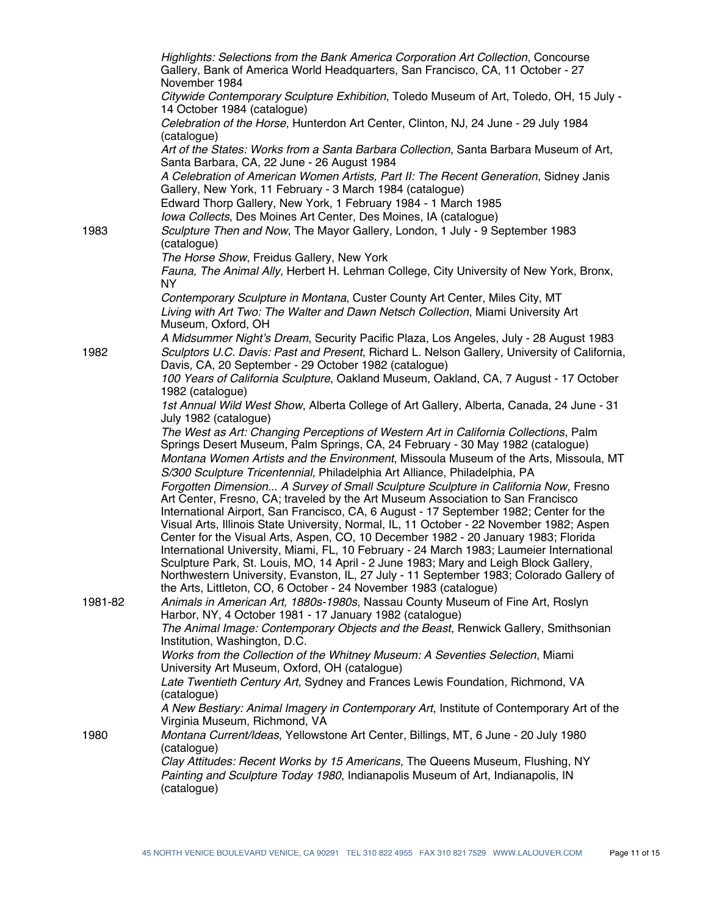*Highlights: Selections from the Bank America Corporation Art Collection*, Concourse Gallery, Bank of America World Headquarters, San Francisco, CA, 11 October - 27 November 1984

*Citywide Contemporary Sculpture Exhibition*, Toledo Museum of Art, Toledo, OH, 15 July - 14 October 1984 (catalogue)

*Celebration of the Horse*, Hunterdon Art Center, Clinton, NJ, 24 June - 29 July 1984 (catalogue)

*Art of the States: Works from a Santa Barbara Collection*, Santa Barbara Museum of Art, Santa Barbara, CA, 22 June - 26 August 1984

*A Celebration of American Women Artists, Part II: The Recent Generation*, Sidney Janis Gallery, New York, 11 February - 3 March 1984 (catalogue)

Edward Thorp Gallery, New York, 1 February 1984 - 1 March 1985

*Iowa Collects*, Des Moines Art Center, Des Moines, IA (catalogue)

**1983**

*Sculpture Then and Now*, The Mayor Gallery, London, 1 July - 9 September 1983 (catalogue)

*The Horse Show*, Freidus Gallery, New York

*Fauna, The Animal Ally*, Herbert H. Lehman College, City University of New York, Bronx, NY

*Contemporary Sculpture in Montana*, Custer County Art Center, Miles City, MT

*Living with Art Two: The Walter and Dawn Netsch Collection*, Miami University Art Museum, Oxford, OH

*A Midsummer Night's Dream*, Security Pacific Plaza, Los Angeles, July - 28 August 1983

**1982**

*Sculptors U.C. Davis: Past and Present*, Richard L. Nelson Gallery, University of California, Davis, CA, 20 September - 29 October 1982 (catalogue)

*100 Years of California Sculpture*, Oakland Museum, Oakland, CA, 7 August - 17 October 1982 (catalogue)

*1st Annual Wild West Show*, Alberta College of Art Gallery, Alberta, Canada, 24 June - 31 July 1982 (catalogue)

*The West as Art: Changing Perceptions of Western Art in California Collections*, Palm Springs Desert Museum, Palm Springs, CA, 24 February - 30 May 1982 (catalogue)

*Montana Women Artists and the Environment*, Missoula Museum of the Arts, Missoula, MT

*S/300 Sculpture Tricentennial*, Philadelphia Art Alliance, Philadelphia, PA

*Forgotten Dimension... A Survey of Small Sculpture Sculpture in California Now*, Fresno Art Center, Fresno, CA; traveled by the Art Museum Association to San Francisco International Airport, San Francisco, CA, 6 August - 17 September 1982; Center for the Visual Arts, Illinois State University, Normal, IL, 11 October - 22 November 1982; Aspen Center for the Visual Arts, Aspen, CO, 10 December 1982 - 20 January 1983; Florida International University, Miami, FL, 10 February - 24 March 1983; Laumeier International Sculpture Park, St. Louis, MO, 14 April - 2 June 1983; Mary and Leigh Block Gallery, Northwestern University, Evanston, IL, 27 July - 11 September 1983; Colorado Gallery of the Arts, Littleton, CO, 6 October - 24 November 1983 (catalogue)

**1981-82**

*Animals in American Art, 1880s-1980s*, Nassau County Museum of Fine Art, Roslyn Harbor, NY, 4 October 1981 - 17 January 1982 (catalogue)

*The Animal Image: Contemporary Objects and the Beast*, Renwick Gallery, Smithsonian Institution, Washington, D.C.

*Works from the Collection of the Whitney Museum: A Seventies Selection*, Miami University Art Museum, Oxford, OH (catalogue)

*Late Twentieth Century Art*, Sydney and Frances Lewis Foundation, Richmond, VA (catalogue)

*A New Bestiary: Animal Imagery in Contemporary Art*, Institute of Contemporary Art of the Virginia Museum, Richmond, VA

**1980**

*Montana Current/Ideas*, Yellowstone Art Center, Billings, MT, 6 June - 20 July 1980 (catalogue)

*Clay Attitudes: Recent Works by 15 Americans*, The Queens Museum, Flushing, NY

*Painting and Sculpture Today 1980*, Indianapolis Museum of Art, Indianapolis, IN (catalogue)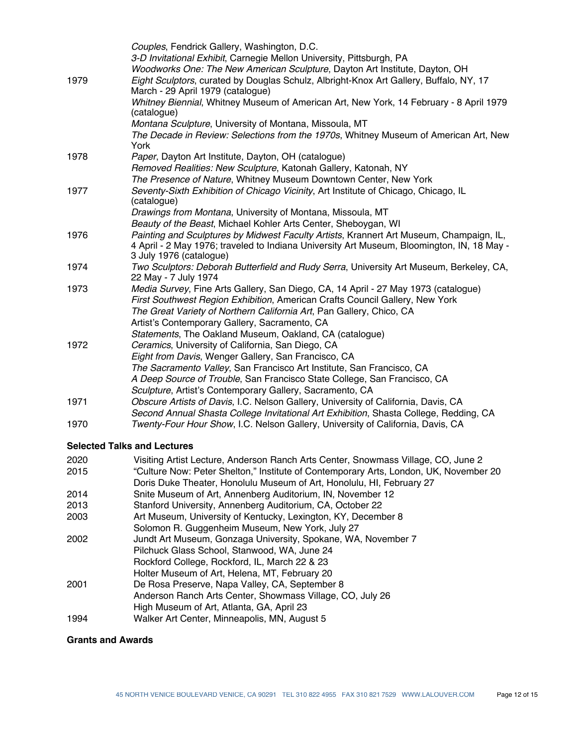| | |
|---|---|
| | *Couples*, Fendrick Gallery, Washington, D.C. |
| | *3-D Invitational Exhibit*, Carnegie Mellon University, Pittsburgh, PA |
| | *Woodworks One: The New American Sculpture*, Dayton Art Institute, Dayton, OH |
| 1979 | *Eight Sculptors*, curated by Douglas Schulz, Albright-Knox Art Gallery, Buffalo, NY, 17 March - 29 April 1979 (catalogue) |
| | *Whitney Biennial*, Whitney Museum of American Art, New York, 14 February - 8 April 1979 (catalogue) |
| | *Montana Sculpture*, University of Montana, Missoula, MT |
| | *The Decade in Review: Selections from the 1970s*, Whitney Museum of American Art, New York |
| 1978 | *Paper*, Dayton Art Institute, Dayton, OH (catalogue) |
| | *Removed Realities: New Sculpture*, Katonah Gallery, Katonah, NY |
| | *The Presence of Nature*, Whitney Museum Downtown Center, New York |
| 1977 | *Seventy-Sixth Exhibition of Chicago Vicinity*, Art Institute of Chicago, Chicago, IL (catalogue) |
| | *Drawings from Montana*, University of Montana, Missoula, MT |
| | *Beauty of the Beast*, Michael Kohler Arts Center, Sheboygan, WI |
| 1976 | *Painting and Sculptures by Midwest Faculty Artists*, Krannert Art Museum, Champaign, IL, 4 April - 2 May 1976; traveled to Indiana University Art Museum, Bloomington, IN, 18 May - 3 July 1976 (catalogue) |
| 1974 | *Two Sculptors: Deborah Butterfield and Rudy Serra*, University Art Museum, Berkeley, CA, 22 May - 7 July 1974 |
| 1973 | *Media Survey*, Fine Arts Gallery, San Diego, CA, 14 April - 27 May 1973 (catalogue) |
| | *First Southwest Region Exhibition*, American Crafts Council Gallery, New York |
| | *The Great Variety of Northern California Art*, Pan Gallery, Chico, CA |
| | Artist's Contemporary Gallery, Sacramento, CA |
| | *Statements*, The Oakland Museum, Oakland, CA (catalogue) |
| 1972 | *Ceramics*, University of California, San Diego, CA |
| | *Eight from Davis*, Wenger Gallery, San Francisco, CA |
| | *The Sacramento Valley*, San Francisco Art Institute, San Francisco, CA |
| | *A Deep Source of Trouble*, San Francisco State College, San Francisco, CA |
| | *Sculpture*, Artist's Contemporary Gallery, Sacramento, CA |
| 1971 | *Obscure Artists of Davis*, I.C. Nelson Gallery, University of California, Davis, CA |
| | *Second Annual Shasta College Invitational Art Exhibition*, Shasta College, Redding, CA |
| 1970 | *Twenty-Four Hour Show*, I.C. Nelson Gallery, University of California, Davis, CA |

**Selected Talks and Lectures**

| | |
|---|---|
| 2020 | Visiting Artist Lecture, Anderson Ranch Arts Center, Snowmass Village, CO, June 2 |
| 2015 | "Culture Now: Peter Shelton," Institute of Contemporary Arts, London, UK, November 20 |
| | Doris Duke Theater, Honolulu Museum of Art, Honolulu, HI, February 27 |
| 2014 | Snite Museum of Art, Annenberg Auditorium, IN, November 12 |
| 2013 | Stanford University, Annenberg Auditorium, CA, October 22 |
| 2003 | Art Museum, University of Kentucky, Lexington, KY, December 8 |
| | Solomon R. Guggenheim Museum, New York, July 27 |
| 2002 | Jundt Art Museum, Gonzaga University, Spokane, WA, November 7 |
| | Pilchuck Glass School, Stanwood, WA, June 24 |
| | Rockford College, Rockford, IL, March 22 & 23 |
| | Holter Museum of Art, Helena, MT, February 20 |
| 2001 | De Rosa Preserve, Napa Valley, CA, September 8 |
| | Anderson Ranch Arts Center, Showmass Village, CO, July 26 |
| | High Museum of Art, Atlanta, GA, April 23 |
| 1994 | Walker Art Center, Minneapolis, MN, August 5 |

**Grants and Awards**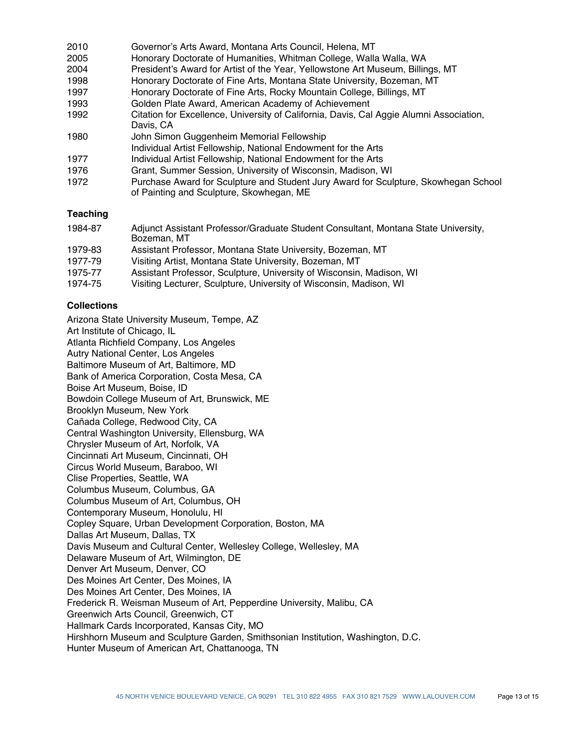| | |
|---|---|
| 2010 | Governor's Arts Award, Montana Arts Council, Helena, MT |
| 2005 | Honorary Doctorate of Humanities, Whitman College, Walla Walla, WA |
| 2004 | President's Award for Artist of the Year, Yellowstone Art Museum, Billings, MT |
| 1998 | Honorary Doctorate of Fine Arts, Montana State University, Bozeman, MT |
| 1997 | Honorary Doctorate of Fine Arts, Rocky Mountain College, Billings, MT |
| 1993 | Golden Plate Award, American Academy of Achievement |
| 1992 | Citation for Excellence, University of California, Davis, Cal Aggie Alumni Association, Davis, CA |
| 1980 | John Simon Guggenheim Memorial Fellowship<br>Individual Artist Fellowship, National Endowment for the Arts |
| 1977 | Individual Artist Fellowship, National Endowment for the Arts |
| 1976 | Grant, Summer Session, University of Wisconsin, Madison, WI |
| 1972 | Purchase Award for Sculpture and Student Jury Award for Sculpture, Skowhegan School of Painting and Sculpture, Skowhegan, ME |

### Teaching

| | |
|---|---|
| 1984-87 | Adjunct Assistant Professor/Graduate Student Consultant, Montana State University, Bozeman, MT |
| 1979-83 | Assistant Professor, Montana State University, Bozeman, MT |
| 1977-79 | Visiting Artist, Montana State University, Bozeman, MT |
| 1975-77 | Assistant Professor, Sculpture, University of Wisconsin, Madison, WI |
| 1974-75 | Visiting Lecturer, Sculpture, University of Wisconsin, Madison, WI |

### Collections

Arizona State University Museum, Tempe, AZ
Art Institute of Chicago, IL
Atlanta Richfield Company, Los Angeles
Autry National Center, Los Angeles
Baltimore Museum of Art, Baltimore, MD
Bank of America Corporation, Costa Mesa, CA
Boise Art Museum, Boise, ID
Bowdoin College Museum of Art, Brunswick, ME
Brooklyn Museum, New York
Cañada College, Redwood City, CA
Central Washington University, Ellensburg, WA
Chrysler Museum of Art, Norfolk, VA
Cincinnati Art Museum, Cincinnati, OH
Circus World Museum, Baraboo, WI
Clise Properties, Seattle, WA
Columbus Museum, Columbus, GA
Columbus Museum of Art, Columbus, OH
Contemporary Museum, Honolulu, HI
Copley Square, Urban Development Corporation, Boston, MA
Dallas Art Museum, Dallas, TX
Davis Museum and Cultural Center, Wellesley College, Wellesley, MA
Delaware Museum of Art, Wilmington, DE
Denver Art Museum, Denver, CO
Des Moines Art Center, Des Moines, IA
Des Moines Art Center, Des Moines, IA
Frederick R. Weisman Museum of Art, Pepperdine University, Malibu, CA
Greenwich Arts Council, Greenwich, CT
Hallmark Cards Incorporated, Kansas City, MO
Hirshhorn Museum and Sculpture Garden, Smithsonian Institution, Washington, D.C.
Hunter Museum of American Art, Chattanooga, TN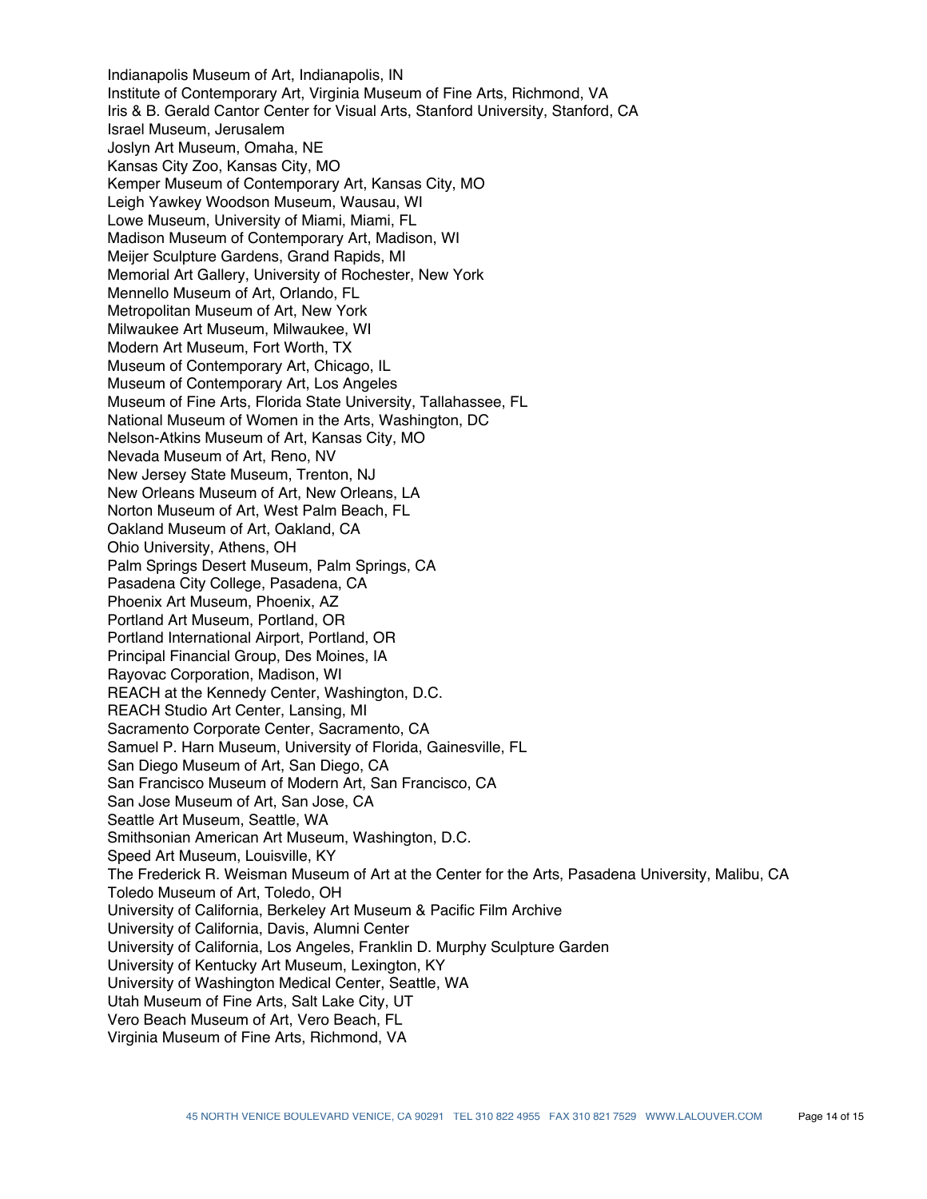Indianapolis Museum of Art, Indianapolis, IN
Institute of Contemporary Art, Virginia Museum of Fine Arts, Richmond, VA
Iris & B. Gerald Cantor Center for Visual Arts, Stanford University, Stanford, CA
Israel Museum, Jerusalem
Joslyn Art Museum, Omaha, NE
Kansas City Zoo, Kansas City, MO
Kemper Museum of Contemporary Art, Kansas City, MO
Leigh Yawkey Woodson Museum, Wausau, WI
Lowe Museum, University of Miami, Miami, FL
Madison Museum of Contemporary Art, Madison, WI
Meijer Sculpture Gardens, Grand Rapids, MI
Memorial Art Gallery, University of Rochester, New York
Mennello Museum of Art, Orlando, FL
Metropolitan Museum of Art, New York
Milwaukee Art Museum, Milwaukee, WI
Modern Art Museum, Fort Worth, TX
Museum of Contemporary Art, Chicago, IL
Museum of Contemporary Art, Los Angeles
Museum of Fine Arts, Florida State University, Tallahassee, FL
National Museum of Women in the Arts, Washington, DC
Nelson-Atkins Museum of Art, Kansas City, MO
Nevada Museum of Art, Reno, NV
New Jersey State Museum, Trenton, NJ
New Orleans Museum of Art, New Orleans, LA
Norton Museum of Art, West Palm Beach, FL
Oakland Museum of Art, Oakland, CA
Ohio University, Athens, OH
Palm Springs Desert Museum, Palm Springs, CA
Pasadena City College, Pasadena, CA
Phoenix Art Museum, Phoenix, AZ
Portland Art Museum, Portland, OR
Portland International Airport, Portland, OR
Principal Financial Group, Des Moines, IA
Rayovac Corporation, Madison, WI
REACH at the Kennedy Center, Washington, D.C.
REACH Studio Art Center, Lansing, MI
Sacramento Corporate Center, Sacramento, CA
Samuel P. Harn Museum, University of Florida, Gainesville, FL
San Diego Museum of Art, San Diego, CA
San Francisco Museum of Modern Art, San Francisco, CA
San Jose Museum of Art, San Jose, CA
Seattle Art Museum, Seattle, WA
Smithsonian American Art Museum, Washington, D.C.
Speed Art Museum, Louisville, KY
The Frederick R. Weisman Museum of Art at the Center for the Arts, Pasadena University, Malibu, CA
Toledo Museum of Art, Toledo, OH
University of California, Berkeley Art Museum & Pacific Film Archive
University of California, Davis, Alumni Center
University of California, Los Angeles, Franklin D. Murphy Sculpture Garden
University of Kentucky Art Museum, Lexington, KY
University of Washington Medical Center, Seattle, WA
Utah Museum of Fine Arts, Salt Lake City, UT
Vero Beach Museum of Art, Vero Beach, FL
Virginia Museum of Fine Arts, Richmond, VA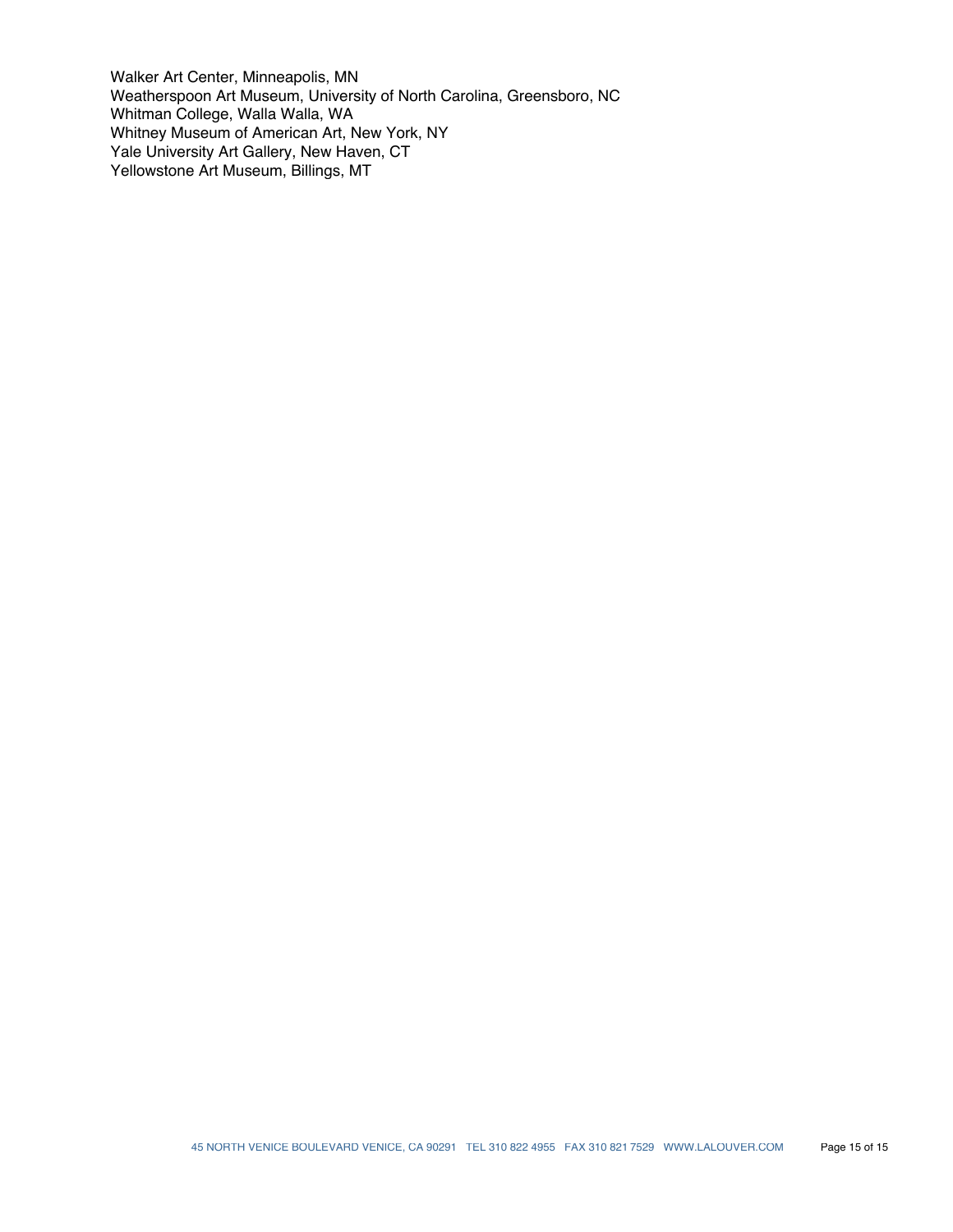Walker Art Center, Minneapolis, MN
Weatherspoon Art Museum, University of North Carolina, Greensboro, NC
Whitman College, Walla Walla, WA
Whitney Museum of American Art, New York, NY
Yale University Art Gallery, New Haven, CT
Yellowstone Art Museum, Billings, MT